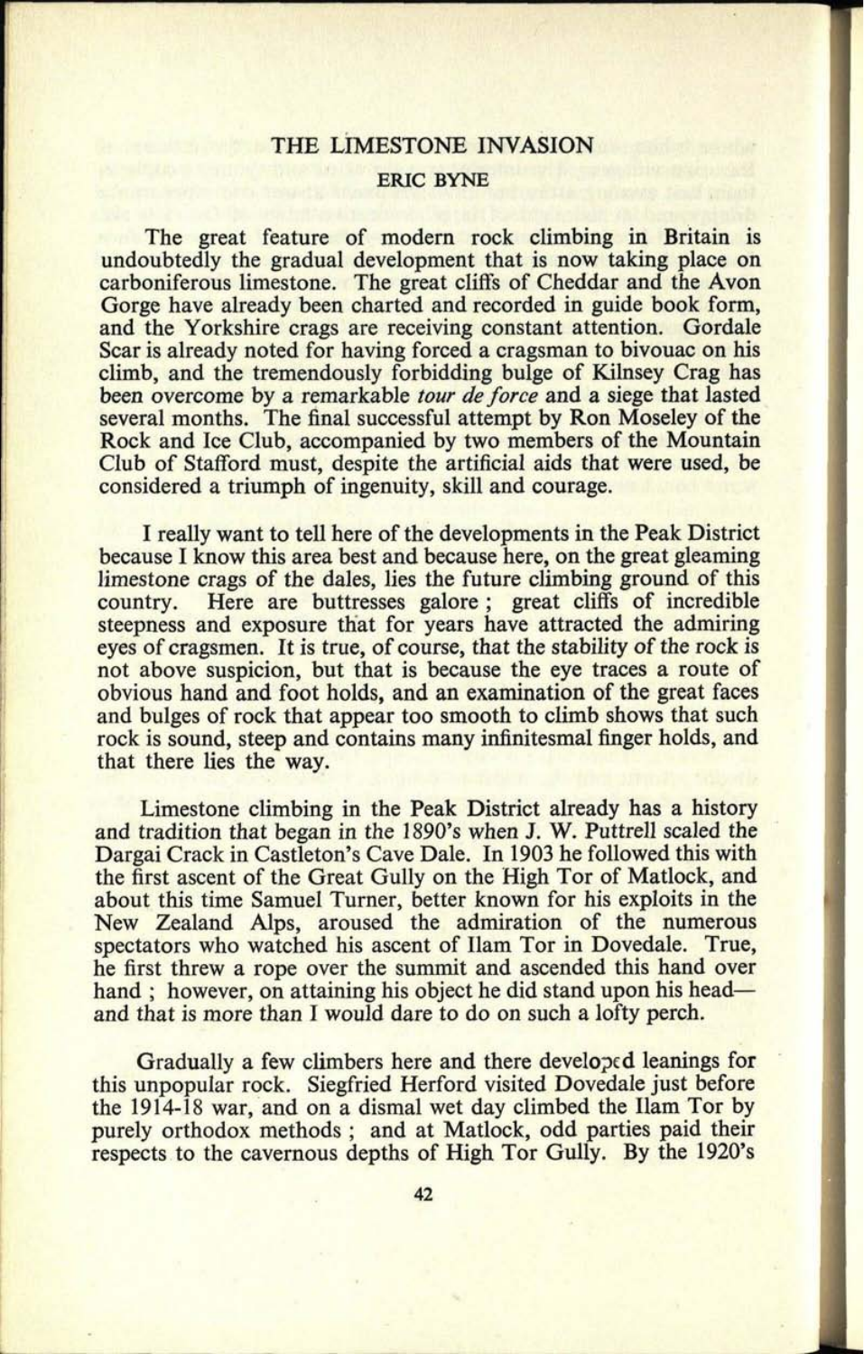# THE LIMESTONE INVASION

## ERIC BYNE

The great feature of modern rock climbing in Britain is undoubtedly the gradual development that is now taking place on carboniferous limestone. The great cliffs of Cheddar and the Avon Gorge have already been charted and recorded in guide book form, and the Yorkshire crags are receiving constant attention. Gordale Scar is already noted for having forced a cragsman to bivouac on his climb, and the tremendously forbidding bulge of Kilnsey Crag has been overcome by a remarkable *tour de force* and a siege that lasted several months. The final successful attempt by Ron Moseley of the Rock and Ice Club, accompanied by two members of the Mountain Club of Stafford must, despite the artificial aids that were used, be considered a triumph of ingenuity, skill and courage.

I really want to tell here of the developments in the Peak District because I know this area best and because here, on the great gleaming limestone crags of the dales, lies the future climbing ground of this country. Here are buttresses galore; great cliffs of incredible steepness and exposure that for years have attracted the admiring eyes of cragsmen. It is true, of course, that the stability of the rock is not above suspicion, but that is because the eye traces a route of obvious hand and foot holds, and an examination of the great faces and bulges of rock that appear too smooth to climb shows that such rock is sound, steep and contains many infinitesmal finger holds, and that there lies the way.

Limestone climbing in the Peak District already has a history and tradition that began in the 1890's when J. W. Puttrell scaled the Dargai Crack in Castleton's Cave Dale. In 1903 he followed this with the first ascent of the Great Gully on the High Tor of Matlock, and about this time Samuel Turner, better known for his exploits in the New Zealand Alps, aroused the admiration of the numerous spectators who watched his ascent of Ilam Tor in Dovedale. True, he first threw a rope over the summit and ascended this hand over hand; however, on attaining his object he did stand upon his head—and that is more than I would dare to do on such a lofty perch.

Gradually a few climbers here and there developed leanings for this unpopular rock. Siegfried Herford visited Dovedale just before the 1914-18 war, and on a dismal wet day climbed the Ilam Tor by purely orthodox methods; and at Matlock, odd parties paid their respects to the cavernous depths of High Tor Gully. By the 1920's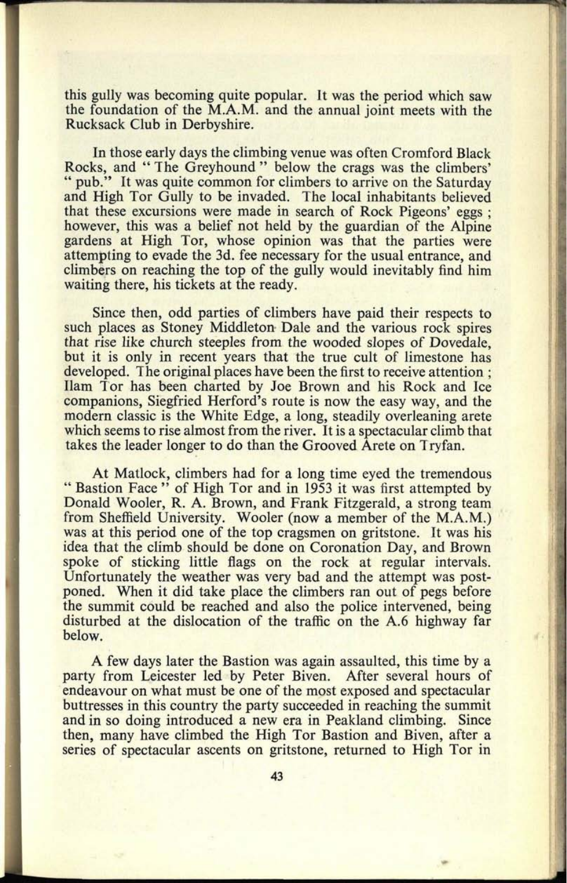this gully was becoming quite popular. It was the period which saw the foundation of the M.A.M. and the annual joint meets with the Rucksack Club in Derbyshire.

In those early days the climbing venue was often Cromford Black Rocks, and " The Greyhound " below the crags was the climbers' " pub." It was quite common for climbers to arrive on the Saturday and High Tor Gully to be invaded. The local inhabitants believed that these excursions were made in search of Rock Pigeons' eggs ; however, this was a belief not held by the guardian of the Alpine gardens at High Tor, whose opinion was that the parties were attempting to evade the 3d. fee necessary for the usual entrance, and climbers on reaching the top of the gully would inevitably find him waiting there, his tickets at the ready.

Since then, odd parties of climbers have paid their respects to such places as Stoney Middleton Dale and the various rock spires that rise like church steeples from the wooded slopes of Dovedale, but it is only in recent years that the true cult of limestone has developed. The original places have been the first to receive attention ; Ilam Tor has been charted by Joe Brown and his Rock and Ice companions, Siegfried Herford's route is now the easy way, and the modern classic is the White Edge, a long, steadily overleaning arete which seems to rise almost from the river. It is a spectacular climb that takes the leader longer to do than the Grooved Arete on Tryfan.

At Matlock, climbers had for a long time eyed the tremendous " Bastion Face " of High Tor and in 1953 it was first attempted by Donald Wooler, R. A. Brown, and Frank Fitzgerald, a strong team from Sheffield University. Wooler (now a member of the M.A.M.) was at this period one of the top cragsmen on gritstone. It was his idea that the climb should be done on Coronation Day, and Brown spoke of sticking little flags on the rock at regular intervals. Unfortunately the weather was very bad and the attempt was postponed. When it did take place the climbers ran out of pegs before the summit could be reached and also the police intervened, being disturbed at the dislocation of the traffic on the A.6 highway far below.

A few days later the Bastion was again assaulted, this time by a party from Leicester led by Peter Biven. After several hours of endeavour on what must be one of the most exposed and spectacular buttresses in this country the party succeeded in reaching the summit and in so doing introduced a new era in Peakland climbing. Since then, many have climbed the High Tor Bastion and Biven, after a series of spectacular ascents on gritstone, returned to High Tor in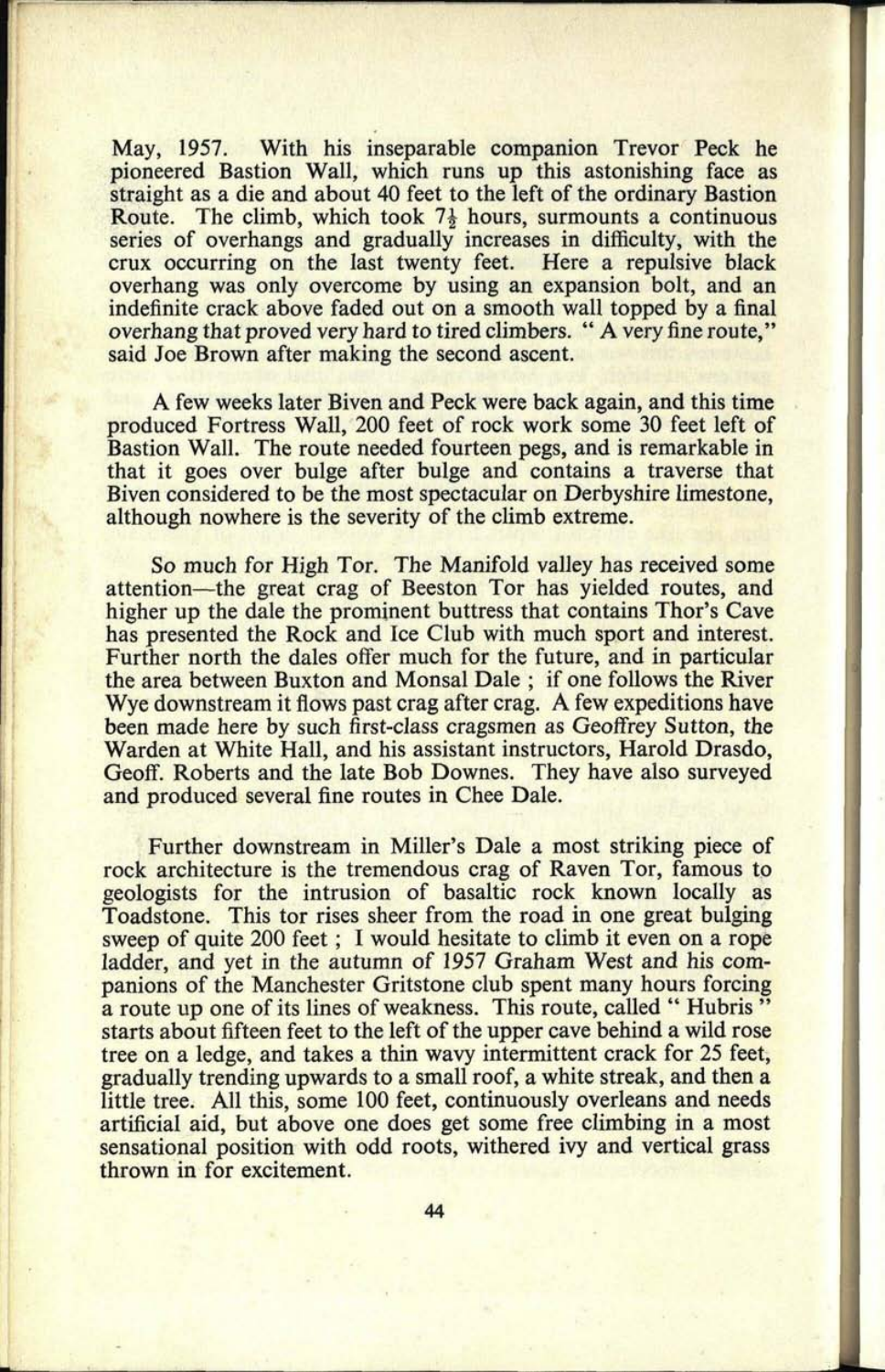May, 1957. With his inseparable companion Trevor Peck he pioneered Bastion Wall, which runs up this astonishing face as straight as a die and about 40 feet to the left of the ordinary Bastion Route. The climb, which took 7½ hours, surmounts a continuous series of overhangs and gradually increases in difficulty, with the crux occurring on the last twenty feet. Here a repulsive black overhang was only overcome by using an expansion bolt, and an indefinite crack above faded out on a smooth wall topped by a final overhang that proved very hard to tired climbers. " A very fine route," said Joe Brown after making the second ascent.

A few weeks later Biven and Peck were back again, and this time produced Fortress Wall, 200 feet of rock work some 30 feet left of Bastion Wall. The route needed fourteen pegs, and is remarkable in that it goes over bulge after bulge and contains a traverse that Biven considered to be the most spectacular on Derbyshire limestone, although nowhere is the severity of the climb extreme.

So much for High Tor. The Manifold valley has received some attention—the great crag of Beeston Tor has yielded routes, and higher up the dale the prominent buttress that contains Thor's Cave has presented the Rock and Ice Club with much sport and interest. Further north the dales offer much for the future, and in particular the area between Buxton and Monsal Dale ; if one follows the River Wye downstream it flows past crag after crag. A few expeditions have been made here by such first-class cragsmen as Geoffrey Sutton, the Warden at White Hall, and his assistant instructors, Harold Drasdo, Geoff. Roberts and the late Bob Downes. They have also surveyed and produced several fine routes in Chee Dale.

Further downstream in Miller's Dale a most striking piece of rock architecture is the tremendous crag of Raven Tor, famous to geologists for the intrusion of basaltic rock known locally as Toadstone. This tor rises sheer from the road in one great bulging sweep of quite 200 feet ; I would hesitate to climb it even on a rope ladder, and yet in the autumn of 1957 Graham West and his companions of the Manchester Gritstone club spent many hours forcing a route up one of its lines of weakness. This route, called " Hubris " starts about fifteen feet to the left of the upper cave behind a wild rose tree on a ledge, and takes a thin wavy intermittent crack for 25 feet, gradually trending upwards to a small roof, a white streak, and then a little tree. All this, some 100 feet, continuously overleans and needs artificial aid, but above one does get some free climbing in a most sensational position with odd roots, withered ivy and vertical grass thrown in for excitement.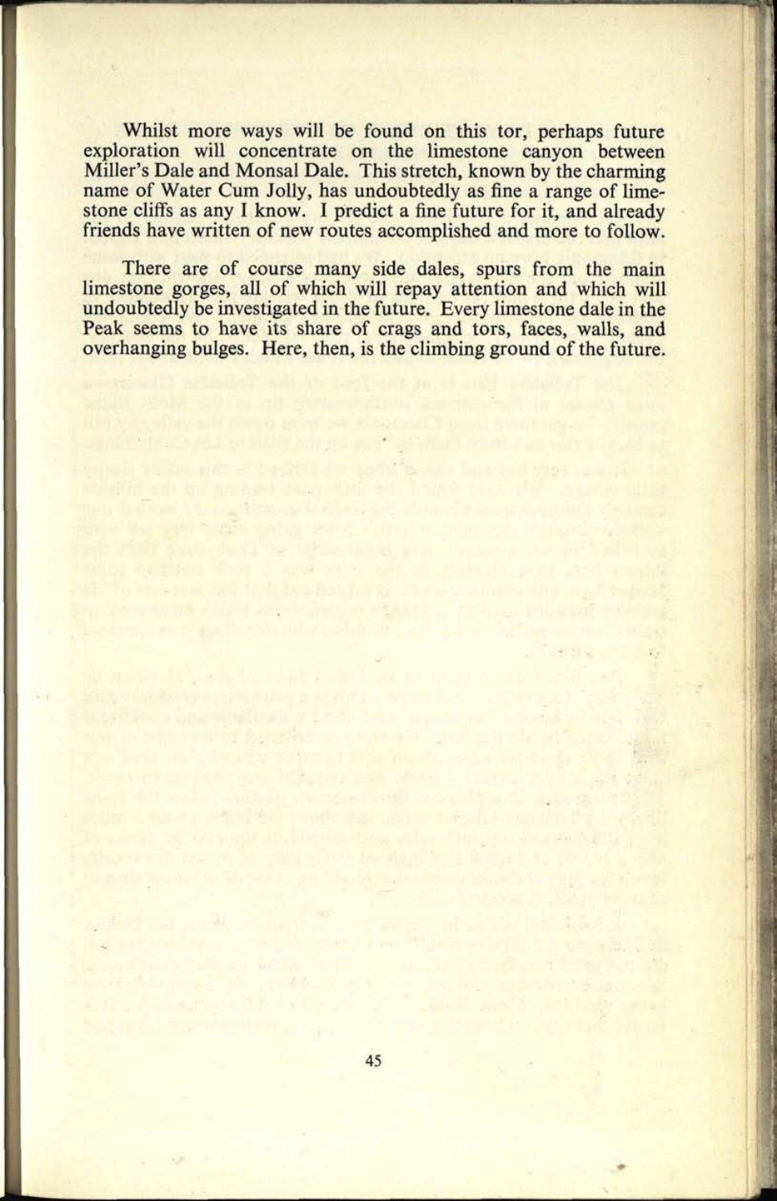Whilst more ways will be found on this tor, perhaps future exploration will concentrate on the limestone canyon between Miller's Dale and Monsal Dale. This stretch, known by the charming name of Water Cum Jolly, has undoubtedly as fine a range of limestone cliffs as any I know. I predict a fine future for it, and already friends have written of new routes accomplished and more to follow.

There are of course many side dales, spurs from the main limestone gorges, all of which will repay attention and which will undoubtedly be investigated in the future. Every limestone dale in the Peak seems to have its share of crags and tors, faces, walls, and overhanging bulges. Here, then, is the climbing ground of the future.